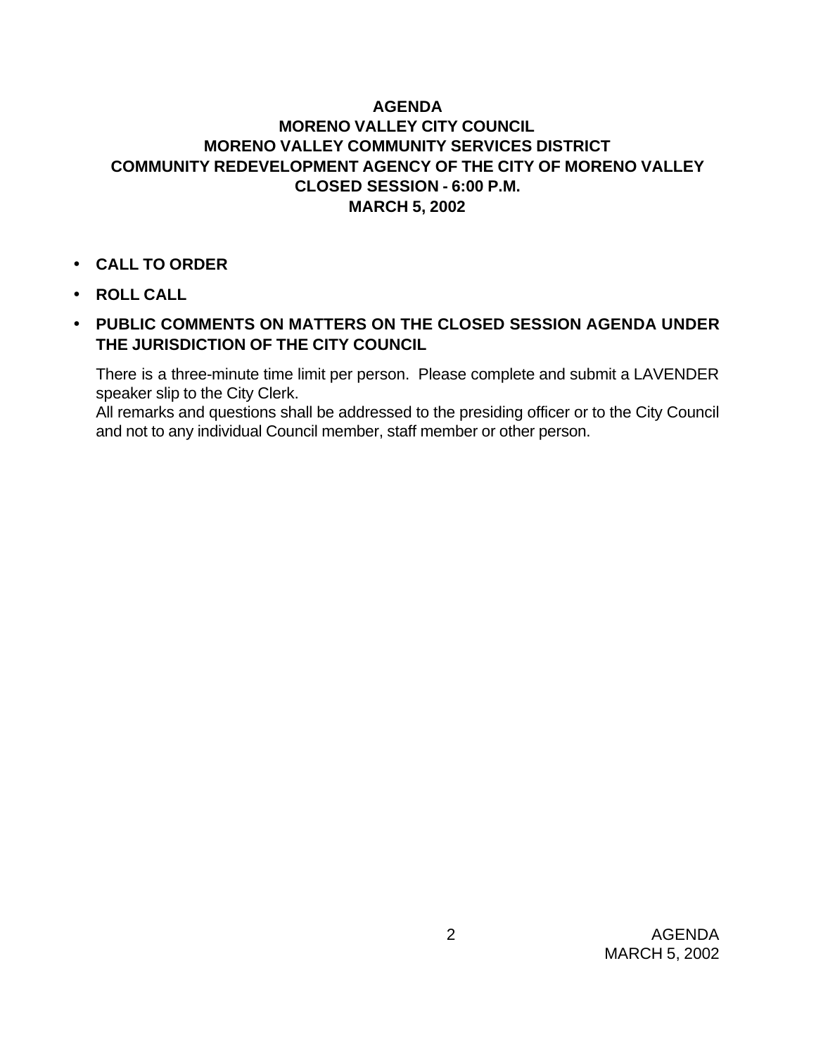# AGENDA
## MORENO VALLEY CITY COUNCIL
## MORENO VALLEY COMMUNITY SERVICES DISTRICT
## COMMUNITY REDEVELOPMENT AGENCY OF THE CITY OF MORENO VALLEY
## CLOSED SESSION - 6:00 P.M.
## MARCH 5, 2002

- **CALL TO ORDER**
- **ROLL CALL**
- **PUBLIC COMMENTS ON MATTERS ON THE CLOSED SESSION AGENDA UNDER THE JURISDICTION OF THE CITY COUNCIL**

  There is a three-minute time limit per person. Please complete and submit a LAVENDER speaker slip to the City Clerk.
  All remarks and questions shall be addressed to the presiding officer or to the City Council and not to any individual Council member, staff member or other person.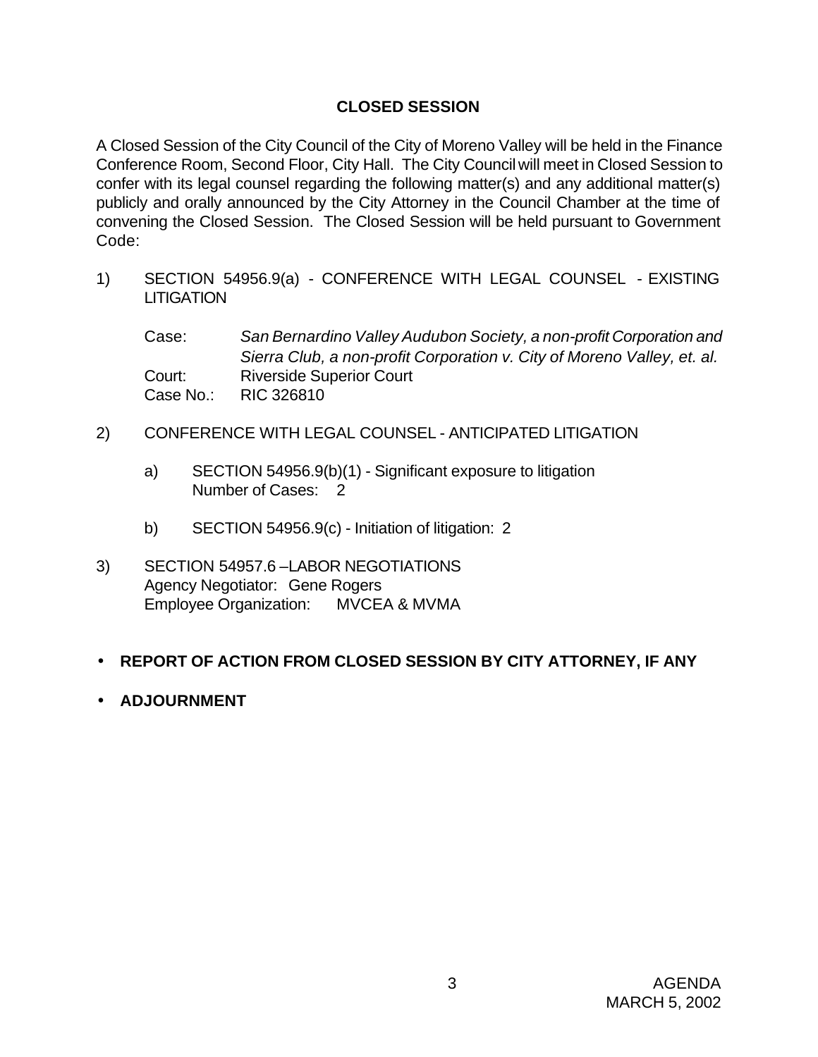## CLOSED SESSION

A Closed Session of the City Council of the City of Moreno Valley will be held in the Finance Conference Room, Second Floor, City Hall. The City Council will meet in Closed Session to confer with its legal counsel regarding the following matter(s) and any additional matter(s) publicly and orally announced by the City Attorney in the Council Chamber at the time of convening the Closed Session. The Closed Session will be held pursuant to Government Code:

1) SECTION 54956.9(a) - CONFERENCE WITH LEGAL COUNSEL - EXISTING LITIGATION

   Case: *San Bernardino Valley Audubon Society, a non-profit Corporation and Sierra Club, a non-profit Corporation v. City of Moreno Valley, et. al.*
   Court: Riverside Superior Court
   Case No.: RIC 326810

2) CONFERENCE WITH LEGAL COUNSEL - ANTICIPATED LITIGATION

   a) SECTION 54956.9(b)(1) - Significant exposure to litigation
      Number of Cases: 2

   b) SECTION 54956.9(c) - Initiation of litigation: 2

3) SECTION 54957.6 –LABOR NEGOTIATIONS
   Agency Negotiator: Gene Rogers
   Employee Organization: MVCEA & MVMA

- **REPORT OF ACTION FROM CLOSED SESSION BY CITY ATTORNEY, IF ANY**
- **ADJOURNMENT**